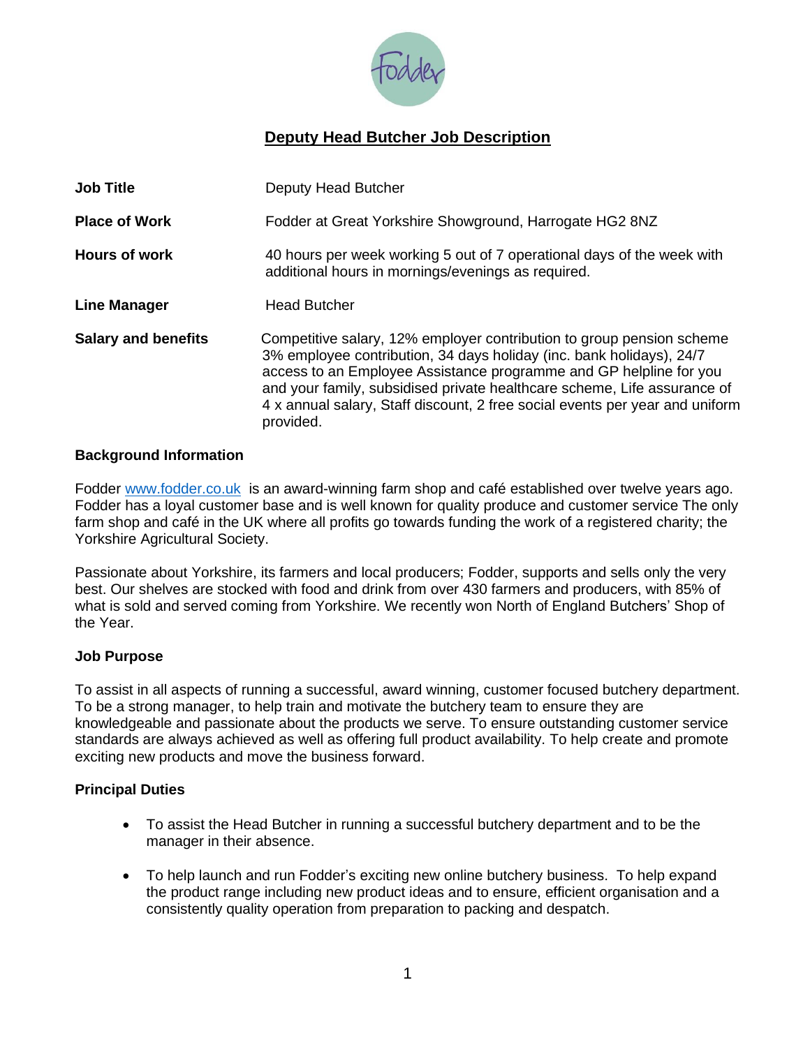# Deputy Head Butcher Job Description

| | |
|---|---|
| **Job Title** | Deputy Head Butcher |
| **Place of Work** | Fodder at Great Yorkshire Showground, Harrogate HG2 8NZ |
| **Hours of work** | 40 hours per week working 5 out of 7 operational days of the week with additional hours in mornings/evenings as required. |
| **Line Manager** | Head Butcher |
| **Salary and benefits** | Competitive salary, 12% employer contribution to group pension scheme 3% employee contribution, 34 days holiday (inc. bank holidays), 24/7 access to an Employee Assistance programme and GP helpline for you and your family, subsidised private healthcare scheme, Life assurance of 4 x annual salary, Staff discount, 2 free social events per year and uniform provided. |

## Background Information

Fodder www.fodder.co.uk is an award-winning farm shop and café established over twelve years ago. Fodder has a loyal customer base and is well known for quality produce and customer service The only farm shop and café in the UK where all profits go towards funding the work of a registered charity; the Yorkshire Agricultural Society.

Passionate about Yorkshire, its farmers and local producers; Fodder, supports and sells only the very best. Our shelves are stocked with food and drink from over 430 farmers and producers, with 85% of what is sold and served coming from Yorkshire. We recently won North of England Butchers' Shop of the Year.

## Job Purpose

To assist in all aspects of running a successful, award winning, customer focused butchery department. To be a strong manager, to help train and motivate the butchery team to ensure they are knowledgeable and passionate about the products we serve. To ensure outstanding customer service standards are always achieved as well as offering full product availability. To help create and promote exciting new products and move the business forward.

## Principal Duties

- To assist the Head Butcher in running a successful butchery department and to be the manager in their absence.
- To help launch and run Fodder's exciting new online butchery business. To help expand the product range including new product ideas and to ensure, efficient organisation and a consistently quality operation from preparation to packing and despatch.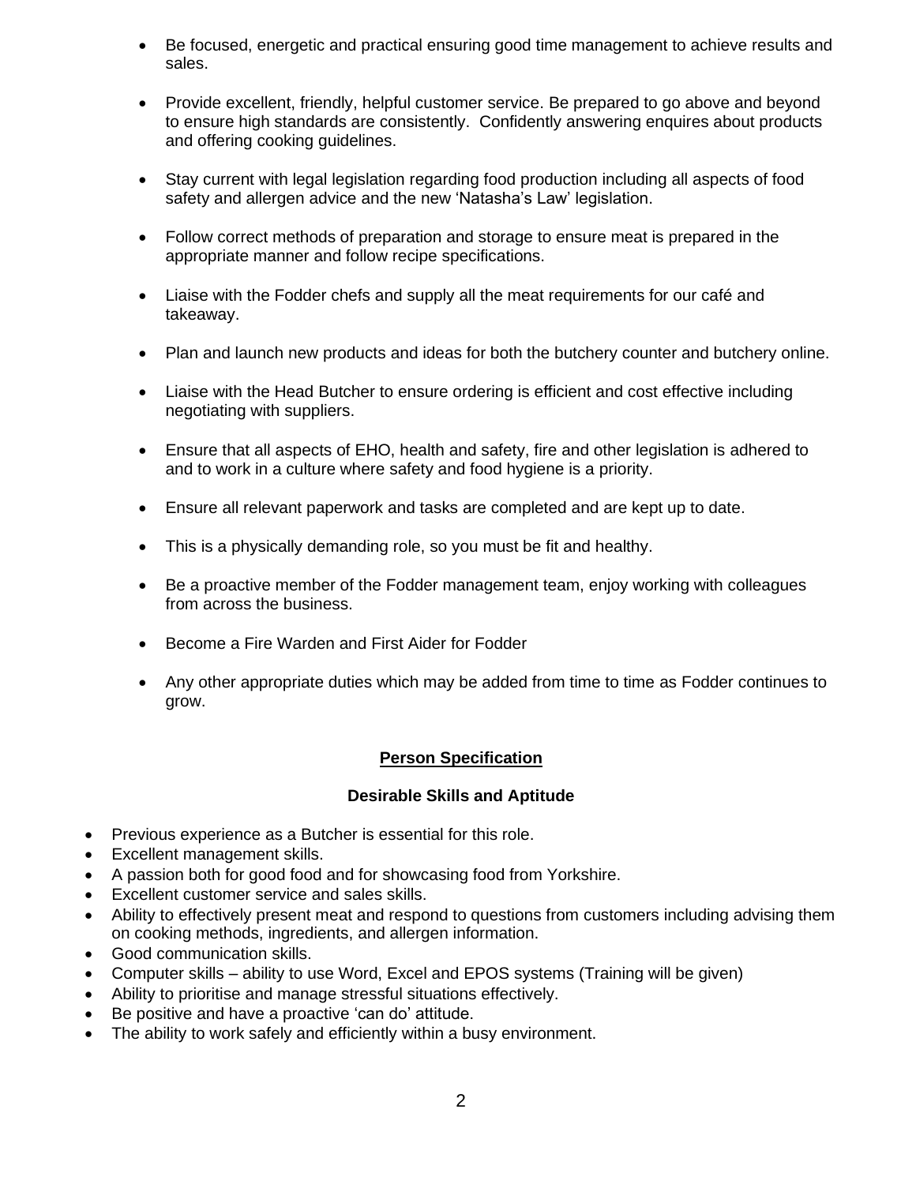- Be focused, energetic and practical ensuring good time management to achieve results and sales.

- Provide excellent, friendly, helpful customer service. Be prepared to go above and beyond to ensure high standards are consistently. Confidently answering enquires about products and offering cooking guidelines.

- Stay current with legal legislation regarding food production including all aspects of food safety and allergen advice and the new 'Natasha's Law' legislation.

- Follow correct methods of preparation and storage to ensure meat is prepared in the appropriate manner and follow recipe specifications.

- Liaise with the Fodder chefs and supply all the meat requirements for our café and takeaway.

- Plan and launch new products and ideas for both the butchery counter and butchery online.

- Liaise with the Head Butcher to ensure ordering is efficient and cost effective including negotiating with suppliers.

- Ensure that all aspects of EHO, health and safety, fire and other legislation is adhered to and to work in a culture where safety and food hygiene is a priority.

- Ensure all relevant paperwork and tasks are completed and are kept up to date.

- This is a physically demanding role, so you must be fit and healthy.

- Be a proactive member of the Fodder management team, enjoy working with colleagues from across the business.

- Become a Fire Warden and First Aider for Fodder

- Any other appropriate duties which may be added from time to time as Fodder continues to grow.

## Person Specification

### Desirable Skills and Aptitude

- Previous experience as a Butcher is essential for this role.
- Excellent management skills.
- A passion both for good food and for showcasing food from Yorkshire.
- Excellent customer service and sales skills.
- Ability to effectively present meat and respond to questions from customers including advising them on cooking methods, ingredients, and allergen information.
- Good communication skills.
- Computer skills – ability to use Word, Excel and EPOS systems (Training will be given)
- Ability to prioritise and manage stressful situations effectively.
- Be positive and have a proactive 'can do' attitude.
- The ability to work safely and efficiently within a busy environment.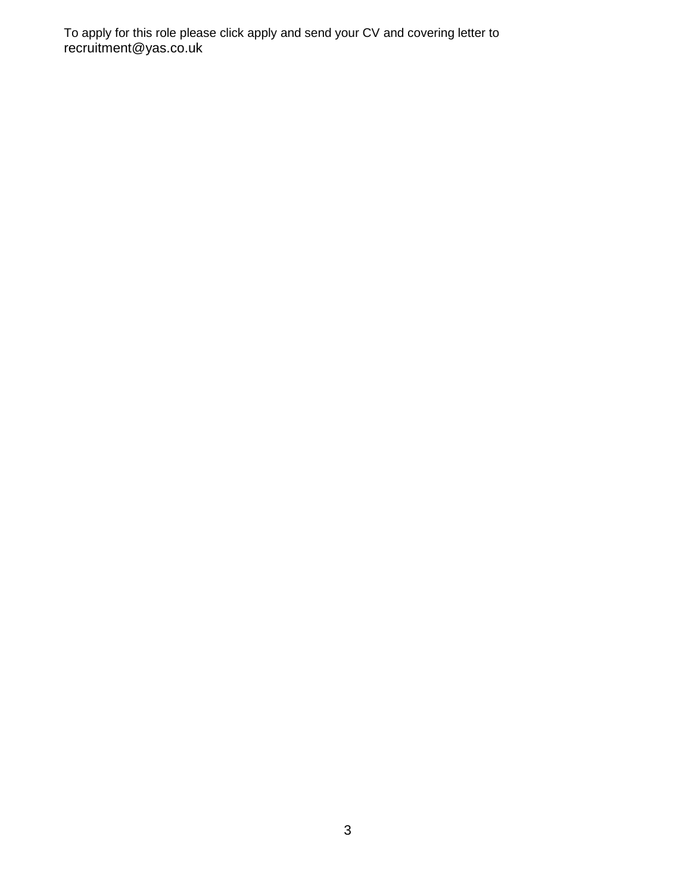To apply for this role please click apply and send your CV and covering letter to recruitment@yas.co.uk